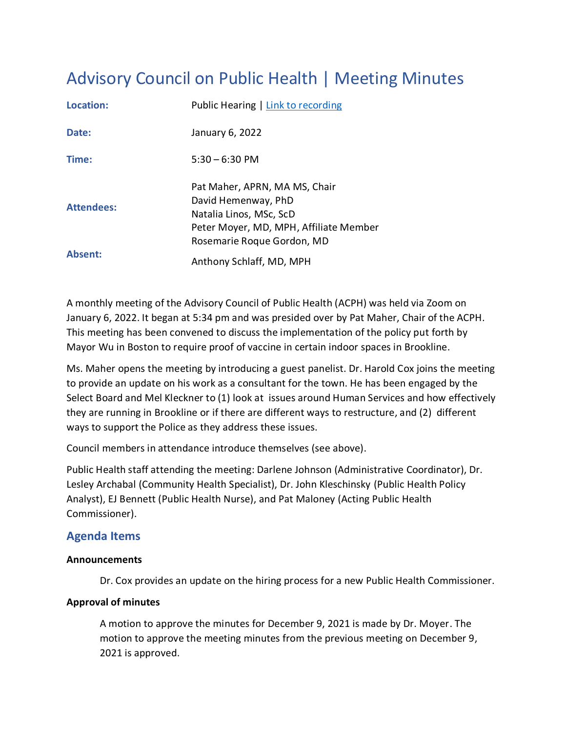# Advisory Council on Public Health | Meeting Minutes

| | |
|---|---|
| **Location:** | Public Hearing \| [Link to recording]() |
| **Date:** | January 6, 2022 |
| **Time:** | 5:30 – 6:30 PM |
| **Attendees:** | Pat Maher, APRN, MA MS, Chair<br>David Hemenway, PhD<br>Natalia Linos, MSc, ScD<br>Peter Moyer, MD, MPH, Affiliate Member<br>Rosemarie Roque Gordon, MD |
| **Absent:** | Anthony Schlaff, MD, MPH |

A monthly meeting of the Advisory Council of Public Health (ACPH) was held via Zoom on January 6, 2022. It began at 5:34 pm and was presided over by Pat Maher, Chair of the ACPH. This meeting has been convened to discuss the implementation of the policy put forth by Mayor Wu in Boston to require proof of vaccine in certain indoor spaces in Brookline.

Ms. Maher opens the meeting by introducing a guest panelist. Dr. Harold Cox joins the meeting to provide an update on his work as a consultant for the town. He has been engaged by the Select Board and Mel Kleckner to (1) look at issues around Human Services and how effectively they are running in Brookline or if there are different ways to restructure, and (2) different ways to support the Police as they address these issues.

Council members in attendance introduce themselves (see above).

Public Health staff attending the meeting: Darlene Johnson (Administrative Coordinator), Dr. Lesley Archabal (Community Health Specialist), Dr. John Kleschinsky (Public Health Policy Analyst), EJ Bennett (Public Health Nurse), and Pat Maloney (Acting Public Health Commissioner).

## Agenda Items

### Announcements

Dr. Cox provides an update on the hiring process for a new Public Health Commissioner.

### Approval of minutes

A motion to approve the minutes for December 9, 2021 is made by Dr. Moyer. The motion to approve the meeting minutes from the previous meeting on December 9, 2021 is approved.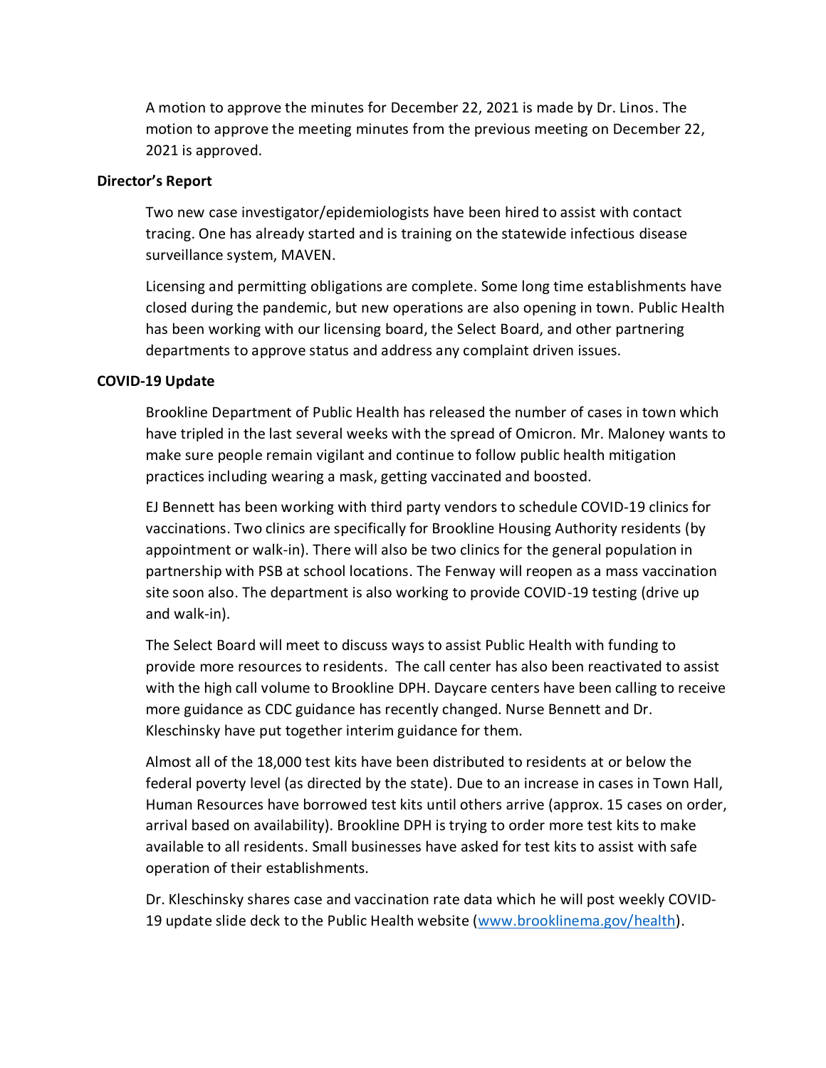A motion to approve the minutes for December 22, 2021 is made by Dr. Linos. The motion to approve the meeting minutes from the previous meeting on December 22, 2021 is approved.

**Director's Report**

Two new case investigator/epidemiologists have been hired to assist with contact tracing. One has already started and is training on the statewide infectious disease surveillance system, MAVEN.

Licensing and permitting obligations are complete. Some long time establishments have closed during the pandemic, but new operations are also opening in town. Public Health has been working with our licensing board, the Select Board, and other partnering departments to approve status and address any complaint driven issues.

**COVID-19 Update**

Brookline Department of Public Health has released the number of cases in town which have tripled in the last several weeks with the spread of Omicron. Mr. Maloney wants to make sure people remain vigilant and continue to follow public health mitigation practices including wearing a mask, getting vaccinated and boosted.

EJ Bennett has been working with third party vendors to schedule COVID-19 clinics for vaccinations. Two clinics are specifically for Brookline Housing Authority residents (by appointment or walk-in). There will also be two clinics for the general population in partnership with PSB at school locations. The Fenway will reopen as a mass vaccination site soon also. The department is also working to provide COVID-19 testing (drive up and walk-in).

The Select Board will meet to discuss ways to assist Public Health with funding to provide more resources to residents. The call center has also been reactivated to assist with the high call volume to Brookline DPH. Daycare centers have been calling to receive more guidance as CDC guidance has recently changed. Nurse Bennett and Dr. Kleschinsky have put together interim guidance for them.

Almost all of the 18,000 test kits have been distributed to residents at or below the federal poverty level (as directed by the state). Due to an increase in cases in Town Hall, Human Resources have borrowed test kits until others arrive (approx. 15 cases on order, arrival based on availability). Brookline DPH is trying to order more test kits to make available to all residents. Small businesses have asked for test kits to assist with safe operation of their establishments.

Dr. Kleschinsky shares case and vaccination rate data which he will post weekly COVID-19 update slide deck to the Public Health website ([www.brooklinema.gov/health](www.brooklinema.gov/health)).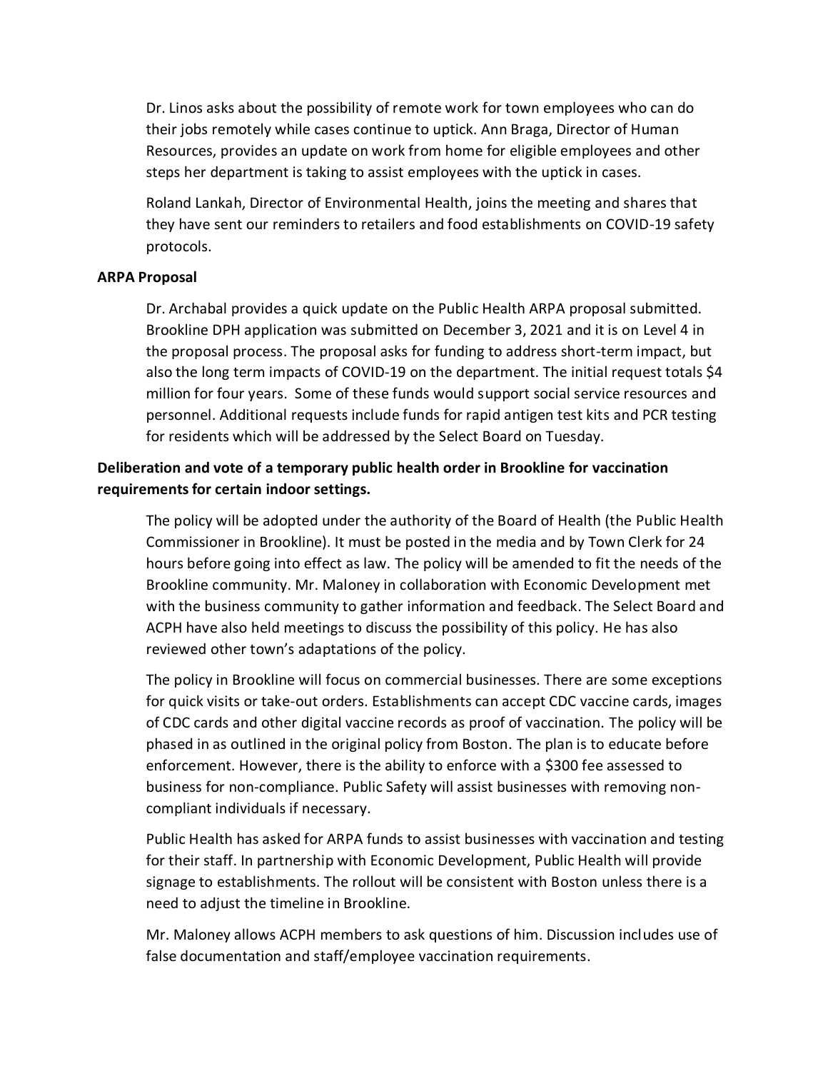Dr. Linos asks about the possibility of remote work for town employees who can do their jobs remotely while cases continue to uptick. Ann Braga, Director of Human Resources, provides an update on work from home for eligible employees and other steps her department is taking to assist employees with the uptick in cases.

Roland Lankah, Director of Environmental Health, joins the meeting and shares that they have sent our reminders to retailers and food establishments on COVID-19 safety protocols.

**ARPA Proposal**

Dr. Archabal provides a quick update on the Public Health ARPA proposal submitted. Brookline DPH application was submitted on December 3, 2021 and it is on Level 4 in the proposal process. The proposal asks for funding to address short-term impact, but also the long term impacts of COVID-19 on the department. The initial request totals $4 million for four years. Some of these funds would support social service resources and personnel. Additional requests include funds for rapid antigen test kits and PCR testing for residents which will be addressed by the Select Board on Tuesday.

**Deliberation and vote of a temporary public health order in Brookline for vaccination requirements for certain indoor settings.**

The policy will be adopted under the authority of the Board of Health (the Public Health Commissioner in Brookline). It must be posted in the media and by Town Clerk for 24 hours before going into effect as law. The policy will be amended to fit the needs of the Brookline community. Mr. Maloney in collaboration with Economic Development met with the business community to gather information and feedback. The Select Board and ACPH have also held meetings to discuss the possibility of this policy. He has also reviewed other town's adaptations of the policy.

The policy in Brookline will focus on commercial businesses. There are some exceptions for quick visits or take-out orders. Establishments can accept CDC vaccine cards, images of CDC cards and other digital vaccine records as proof of vaccination. The policy will be phased in as outlined in the original policy from Boston. The plan is to educate before enforcement. However, there is the ability to enforce with a $300 fee assessed to business for non-compliance. Public Safety will assist businesses with removing non-compliant individuals if necessary.

Public Health has asked for ARPA funds to assist businesses with vaccination and testing for their staff. In partnership with Economic Development, Public Health will provide signage to establishments. The rollout will be consistent with Boston unless there is a need to adjust the timeline in Brookline.

Mr. Maloney allows ACPH members to ask questions of him. Discussion includes use of false documentation and staff/employee vaccination requirements.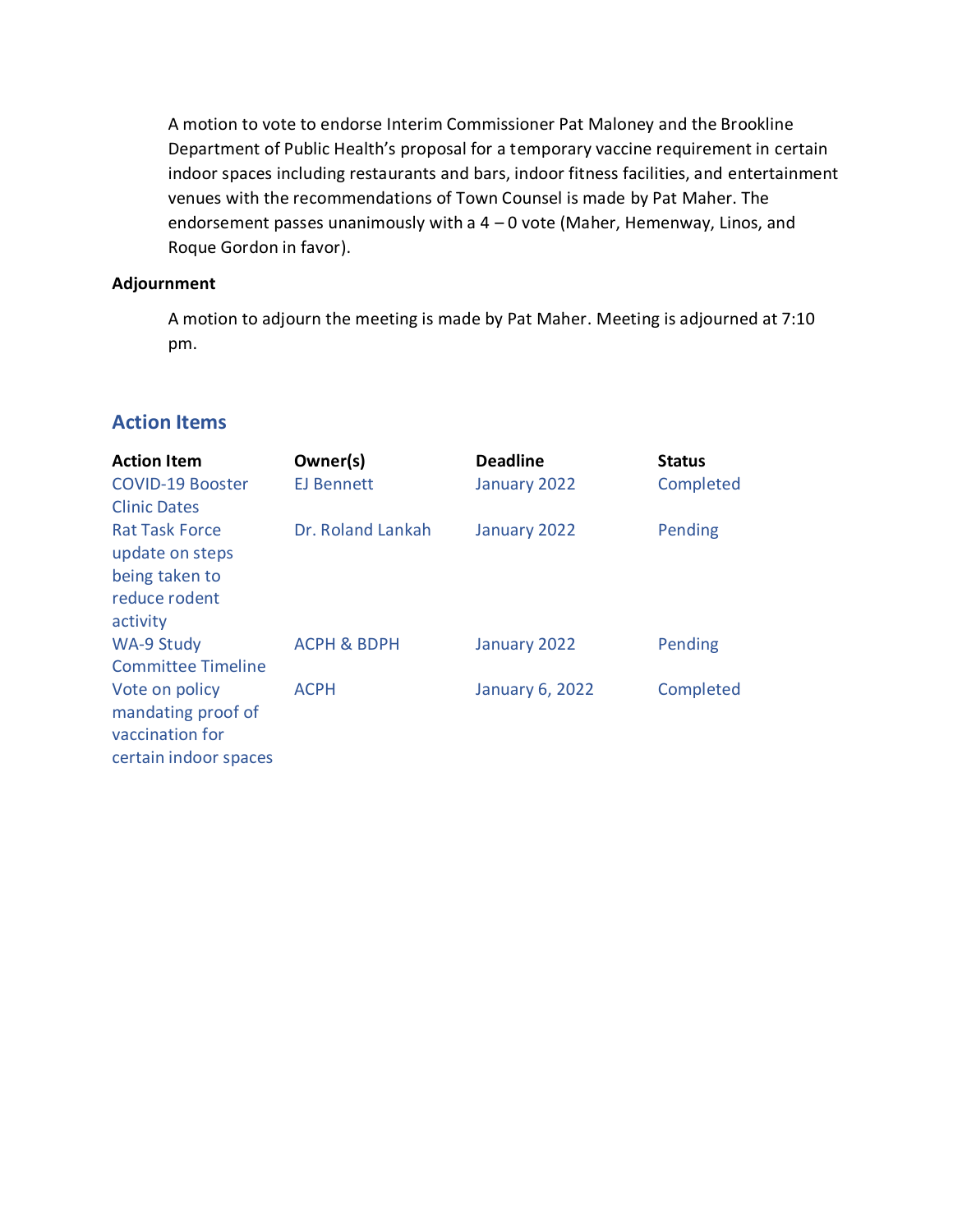A motion to vote to endorse Interim Commissioner Pat Maloney and the Brookline Department of Public Health's proposal for a temporary vaccine requirement in certain indoor spaces including restaurants and bars, indoor fitness facilities, and entertainment venues with the recommendations of Town Counsel is made by Pat Maher. The endorsement passes unanimously with a 4 – 0 vote (Maher, Hemenway, Linos, and Roque Gordon in favor).

**Adjournment**

A motion to adjourn the meeting is made by Pat Maher. Meeting is adjourned at 7:10 pm.

## Action Items

| Action Item | Owner(s) | Deadline | Status |
|---|---|---|---|
| COVID-19 Booster Clinic Dates | EJ Bennett | January 2022 | Completed |
| Rat Task Force update on steps being taken to reduce rodent activity | Dr. Roland Lankah | January 2022 | Pending |
| WA-9 Study Committee Timeline | ACPH & BDPH | January 2022 | Pending |
| Vote on policy mandating proof of vaccination for certain indoor spaces | ACPH | January 6, 2022 | Completed |